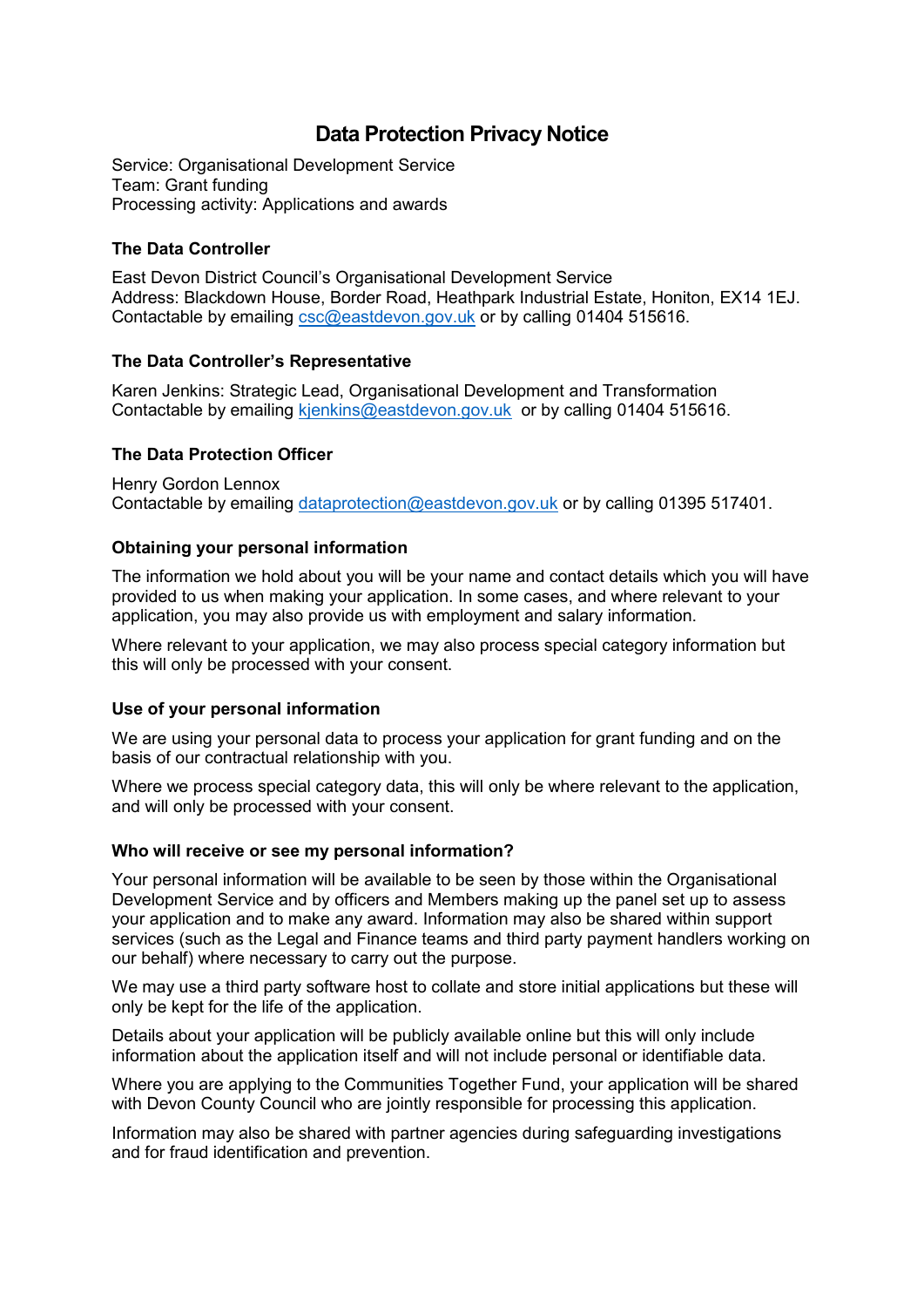# Data Protection Privacy Notice

Service: Organisational Development Service
Team: Grant funding
Processing activity: Applications and awards

### The Data Controller

East Devon District Council's Organisational Development Service
Address: Blackdown House, Border Road, Heathpark Industrial Estate, Honiton, EX14 1EJ.
Contactable by emailing csc@eastdevon.gov.uk or by calling 01404 515616.

### The Data Controller's Representative

Karen Jenkins: Strategic Lead, Organisational Development and Transformation
Contactable by emailing kjenkins@eastdevon.gov.uk or by calling 01404 515616.

### The Data Protection Officer

Henry Gordon Lennox
Contactable by emailing dataprotection@eastdevon.gov.uk or by calling 01395 517401.

### Obtaining your personal information

The information we hold about you will be your name and contact details which you will have provided to us when making your application. In some cases, and where relevant to your application, you may also provide us with employment and salary information.

Where relevant to your application, we may also process special category information but this will only be processed with your consent.

### Use of your personal information

We are using your personal data to process your application for grant funding and on the basis of our contractual relationship with you.

Where we process special category data, this will only be where relevant to the application, and will only be processed with your consent.

### Who will receive or see my personal information?

Your personal information will be available to be seen by those within the Organisational Development Service and by officers and Members making up the panel set up to assess your application and to make any award. Information may also be shared within support services (such as the Legal and Finance teams and third party payment handlers working on our behalf) where necessary to carry out the purpose.

We may use a third party software host to collate and store initial applications but these will only be kept for the life of the application.

Details about your application will be publicly available online but this will only include information about the application itself and will not include personal or identifiable data.

Where you are applying to the Communities Together Fund, your application will be shared with Devon County Council who are jointly responsible for processing this application.

Information may also be shared with partner agencies during safeguarding investigations and for fraud identification and prevention.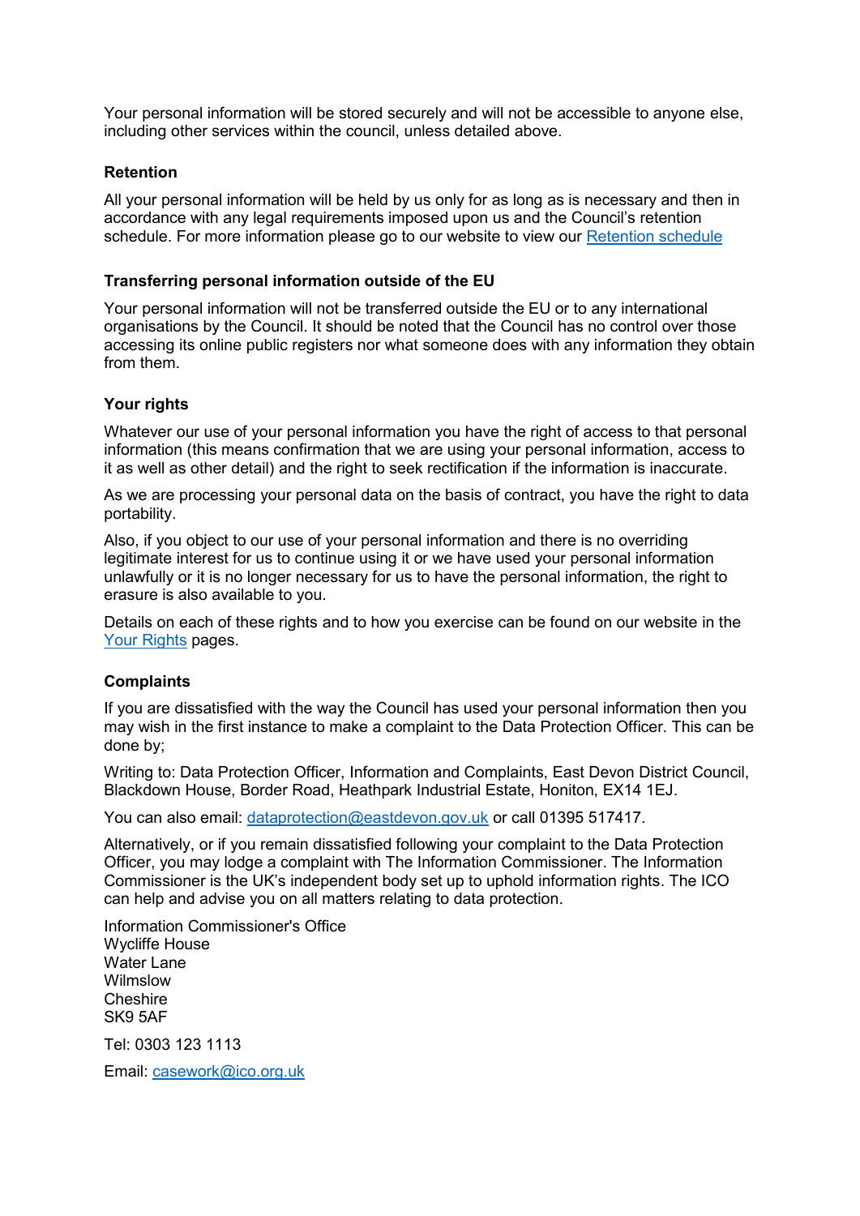Your personal information will be stored securely and will not be accessible to anyone else, including other services within the council, unless detailed above.

### Retention

All your personal information will be held by us only for as long as is necessary and then in accordance with any legal requirements imposed upon us and the Council's retention schedule. For more information please go to our website to view our [Retention schedule]

### Transferring personal information outside of the EU

Your personal information will not be transferred outside the EU or to any international organisations by the Council. It should be noted that the Council has no control over those accessing its online public registers nor what someone does with any information they obtain from them.

### Your rights

Whatever our use of your personal information you have the right of access to that personal information (this means confirmation that we are using your personal information, access to it as well as other detail) and the right to seek rectification if the information is inaccurate.

As we are processing your personal data on the basis of contract, you have the right to data portability.

Also, if you object to our use of your personal information and there is no overriding legitimate interest for us to continue using it or we have used your personal information unlawfully or it is no longer necessary for us to have the personal information, the right to erasure is also available to you.

Details on each of these rights and to how you exercise can be found on our website in the [Your Rights] pages.

### Complaints

If you are dissatisfied with the way the Council has used your personal information then you may wish in the first instance to make a complaint to the Data Protection Officer. This can be done by;

Writing to: Data Protection Officer, Information and Complaints, East Devon District Council, Blackdown House, Border Road, Heathpark Industrial Estate, Honiton, EX14 1EJ.

You can also email: dataprotection@eastdevon.gov.uk or call 01395 517417.

Alternatively, or if you remain dissatisfied following your complaint to the Data Protection Officer, you may lodge a complaint with The Information Commissioner. The Information Commissioner is the UK's independent body set up to uphold information rights. The ICO can help and advise you on all matters relating to data protection.

Information Commissioner's Office
Wycliffe House
Water Lane
Wilmslow
Cheshire
SK9 5AF

Tel: 0303 123 1113

Email: casework@ico.org.uk